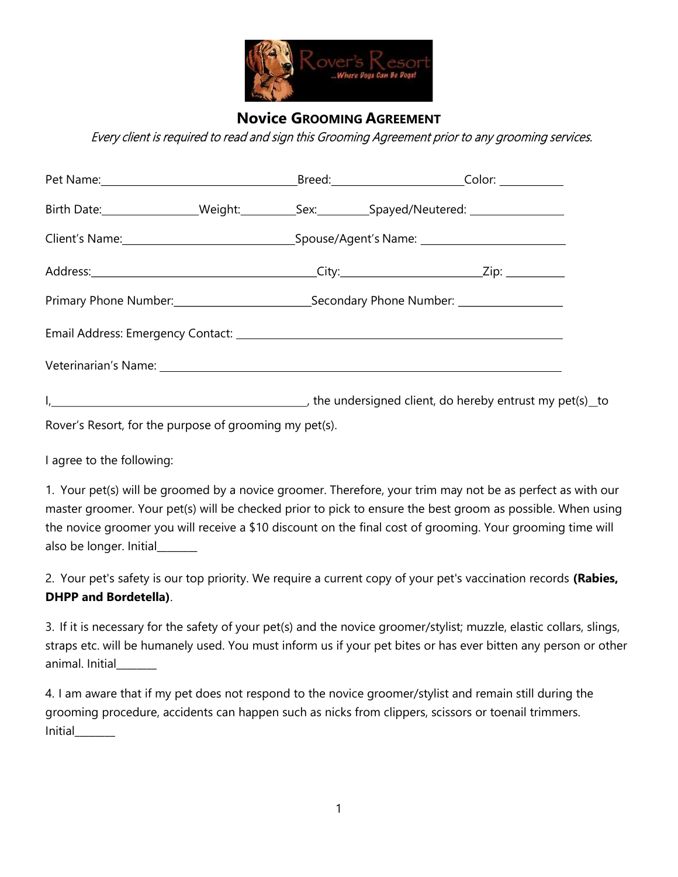## Novice GROOMING AGREEMENT

*Every client is required to read and sign this Grooming Agreement prior to any grooming services.*

Pet Name:________________________ Breed:________________ Color: ________

Birth Date:____________ Weight:_______ Sex:______ Spayed/Neutered: ____________

Client's Name:______________________ Spouse/Agent's Name: __________________

Address:_____________________________ City:_________________ Zip: ________

Primary Phone Number:_________________ Secondary Phone Number: _____________

Email Address: Emergency Contact: ___________________________________________

Veterinarian's Name: _________________________________________________

I,__________________________________, the undersigned client, do hereby entrust my pet(s)__to Rover's Resort, for the purpose of grooming my pet(s).

I agree to the following:

1. Your pet(s) will be groomed by a novice groomer. Therefore, your trim may not be as perfect as with our master groomer. Your pet(s) will be checked prior to pick to ensure the best groom as possible. When using the novice groomer you will receive a $10 discount on the final cost of grooming. Your grooming time will also be longer. Initial_______

2. Your pet's safety is our top priority. We require a current copy of your pet's vaccination records **(Rabies, DHPP and Bordetella)**.

3. If it is necessary for the safety of your pet(s) and the novice groomer/stylist; muzzle, elastic collars, slings, straps etc. will be humanely used. You must inform us if your pet bites or has ever bitten any person or other animal. Initial_______

4. I am aware that if my pet does not respond to the novice groomer/stylist and remain still during the grooming procedure, accidents can happen such as nicks from clippers, scissors or toenail trimmers. Initial_______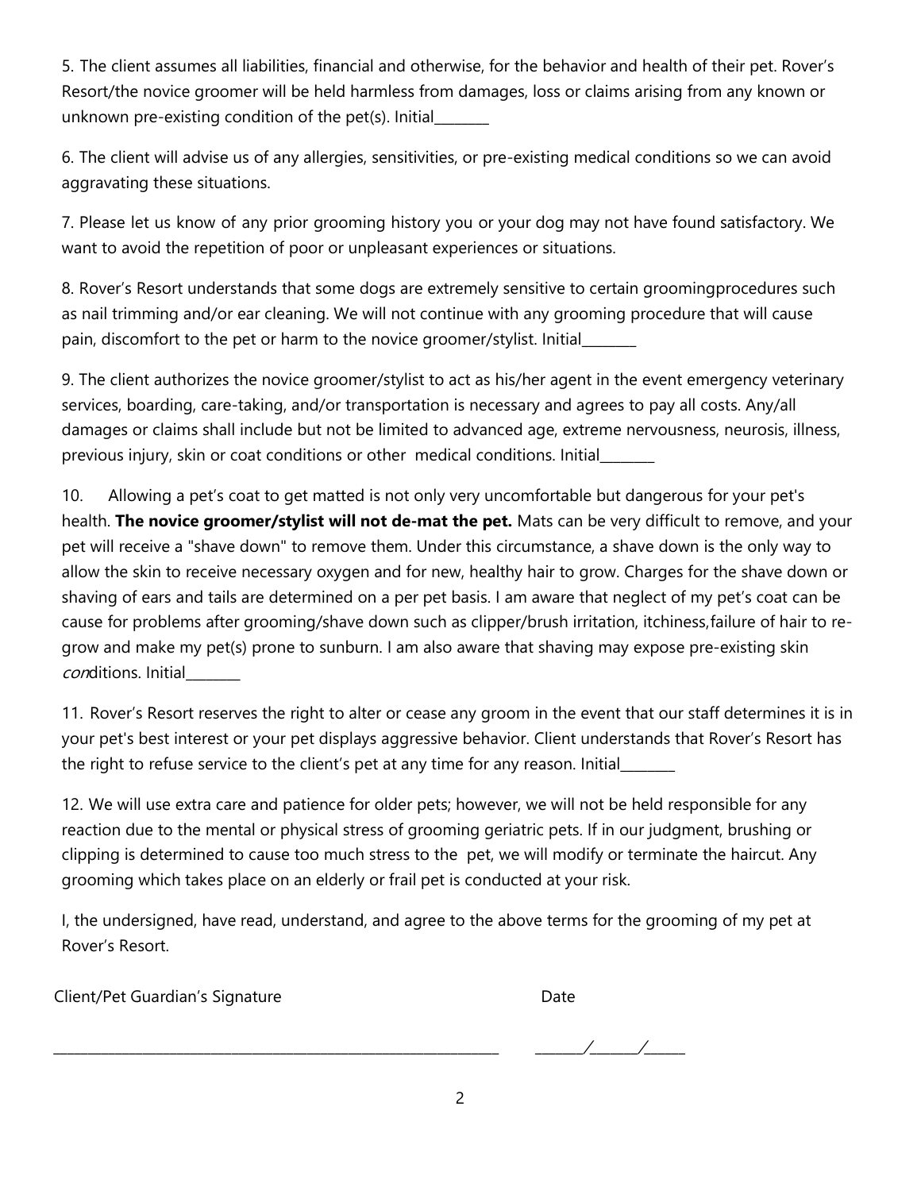5. The client assumes all liabilities, financial and otherwise, for the behavior and health of their pet. Rover's Resort/the novice groomer will be held harmless from damages, loss or claims arising from any known or unknown pre-existing condition of the pet(s). Initial________

6. The client will advise us of any allergies, sensitivities, or pre-existing medical conditions so we can avoid aggravating these situations.

7. Please let us know of any prior grooming history you or your dog may not have found satisfactory. We want to avoid the repetition of poor or unpleasant experiences or situations.

8. Rover's Resort understands that some dogs are extremely sensitive to certain groomingprocedures such as nail trimming and/or ear cleaning. We will not continue with any grooming procedure that will cause pain, discomfort to the pet or harm to the novice groomer/stylist. Initial________

9. The client authorizes the novice groomer/stylist to act as his/her agent in the event emergency veterinary services, boarding, care-taking, and/or transportation is necessary and agrees to pay all costs. Any/all damages or claims shall include but not be limited to advanced age, extreme nervousness, neurosis, illness, previous injury, skin or coat conditions or other medical conditions. Initial________

10. Allowing a pet's coat to get matted is not only very uncomfortable but dangerous for your pet's health. **The novice groomer/stylist will not de-mat the pet.** Mats can be very difficult to remove, and your pet will receive a "shave down" to remove them. Under this circumstance, a shave down is the only way to allow the skin to receive necessary oxygen and for new, healthy hair to grow. Charges for the shave down or shaving of ears and tails are determined on a per pet basis. I am aware that neglect of my pet's coat can be cause for problems after grooming/shave down such as clipper/brush irritation, itchiness,failure of hair to re-grow and make my pet(s) prone to sunburn. I am also aware that shaving may expose pre-existing skin *con*ditions. Initial________

11. Rover's Resort reserves the right to alter or cease any groom in the event that our staff determines it is in your pet's best interest or your pet displays aggressive behavior. Client understands that Rover's Resort has the right to refuse service to the client's pet at any time for any reason. Initial________

12. We will use extra care and patience for older pets; however, we will not be held responsible for any reaction due to the mental or physical stress of grooming geriatric pets. If in our judgment, brushing or clipping is determined to cause too much stress to the pet, we will modify or terminate the haircut. Any grooming which takes place on an elderly or frail pet is conducted at your risk.

I, the undersigned, have read, understand, and agree to the above terms for the grooming of my pet at Rover's Resort.

Client/Pet Guardian's Signature                                                  Date

______________________________________________________          _______/_______/______